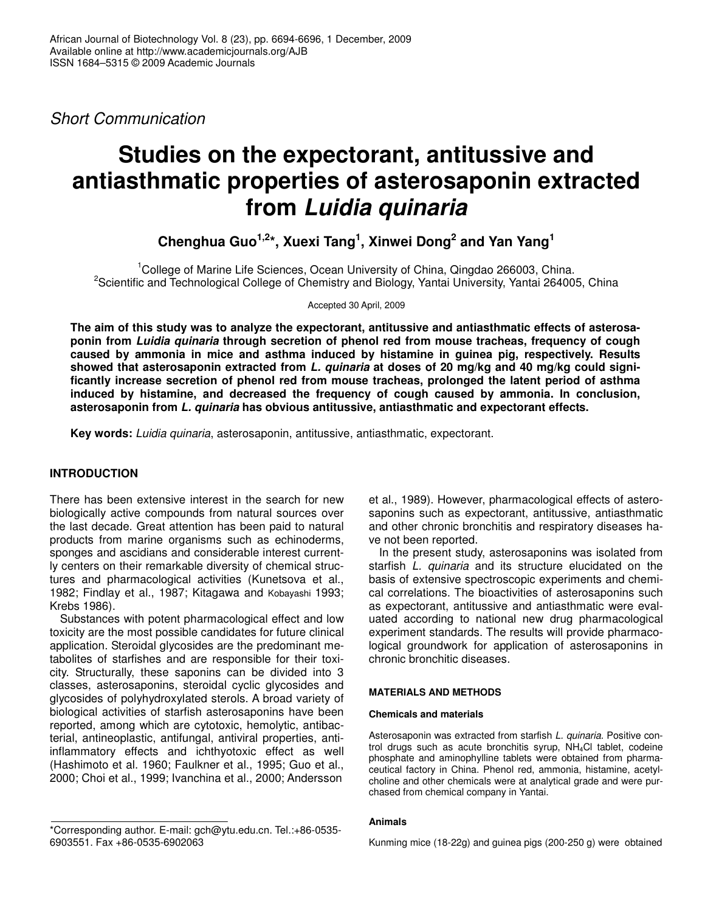*Short Communication*

# Studies on the expectorant, antitussive and antiasthmatic properties of asterosaponin extracted from *Luidia quinaria*

**Chenghua Guo[1,2]*, Xuexi Tang[1], Xinwei Dong[2] and Yan Yang[1]**

[1]College of Marine Life Sciences, Ocean University of China, Qingdao 266003, China.
[2]Scientific and Technological College of Chemistry and Biology, Yantai University, Yantai 264005, China

Accepted 30 April, 2009

**The aim of this study was to analyze the expectorant, antitussive and antiasthmatic effects of asterosaponin from *Luidia quinaria* through secretion of phenol red from mouse tracheas, frequency of cough caused by ammonia in mice and asthma induced by histamine in guinea pig, respectively. Results showed that asterosaponin extracted from *L. quinaria* at doses of 20 mg/kg and 40 mg/kg could significantly increase secretion of phenol red from mouse tracheas, prolonged the latent period of asthma induced by histamine, and decreased the frequency of cough caused by ammonia. In conclusion, asterosaponin from *L. quinaria* has obvious antitussive, antiasthmatic and expectorant effects.**

**Key words:** *Luidia quinaria*, asterosaponin, antitussive, antiasthmatic, expectorant.

## INTRODUCTION

There has been extensive interest in the search for new biologically active compounds from natural sources over the last decade. Great attention has been paid to natural products from marine organisms such as echinoderms, sponges and ascidians and considerable interest currently centers on their remarkable diversity of chemical structures and pharmacological activities (Kunetsova et al., 1982; Findlay et al., 1987; Kitagawa and Kobayashi 1993; Krebs 1986).

Substances with potent pharmacological effect and low toxicity are the most possible candidates for future clinical application. Steroidal glycosides are the predominant metabolites of starfishes and are responsible for their toxicity. Structurally, these saponins can be divided into 3 classes, asterosaponins, steroidal cyclic glycosides and glycosides of polyhydroxylated sterols. A broad variety of biological activities of starfish asterosaponins have been reported, among which are cytotoxic, hemolytic, antibacterial, antineoplastic, antifungal, antiviral properties, anti-inflammatory effects and ichthyotoxic effect as well (Hashimoto et al. 1960; Faulkner et al., 1995; Guo et al., 2000; Choi et al., 1999; Ivanchina et al., 2000; Andersson et al., 1989). However, pharmacological effects of asterosaponins such as expectorant, antitussive, antiasthmatic and other chronic bronchitis and respiratory diseases have not been reported.

In the present study, asterosaponins was isolated from starfish *L. quinaria* and its structure elucidated on the basis of extensive spectroscopic experiments and chemical correlations. The bioactivities of asterosaponins such as expectorant, antitussive and antiasthmatic were evaluated according to national new drug pharmacological experiment standards. The results will provide pharmacological groundwork for application of asterosaponins in chronic bronchitic diseases.

## MATERIALS AND METHODS

### Chemicals and materials

Asterosaponin was extracted from starfish *L. quinaria*. Positive control drugs such as acute bronchitis syrup, $NH_4Cl$ tablet, codeine phosphate and aminophylline tablets were obtained from pharmaceutical factory in China. Phenol red, ammonia, histamine, acetylcholine and other chemicals were at analytical grade and were purchased from chemical company in Yantai.

### Animals

Kunming mice (18-22g) and guinea pigs (200-250 g) were obtained

*Corresponding author. E-mail: gch@ytu.edu.cn. Tel.:+86-0535-6903551. Fax +86-0535-6902063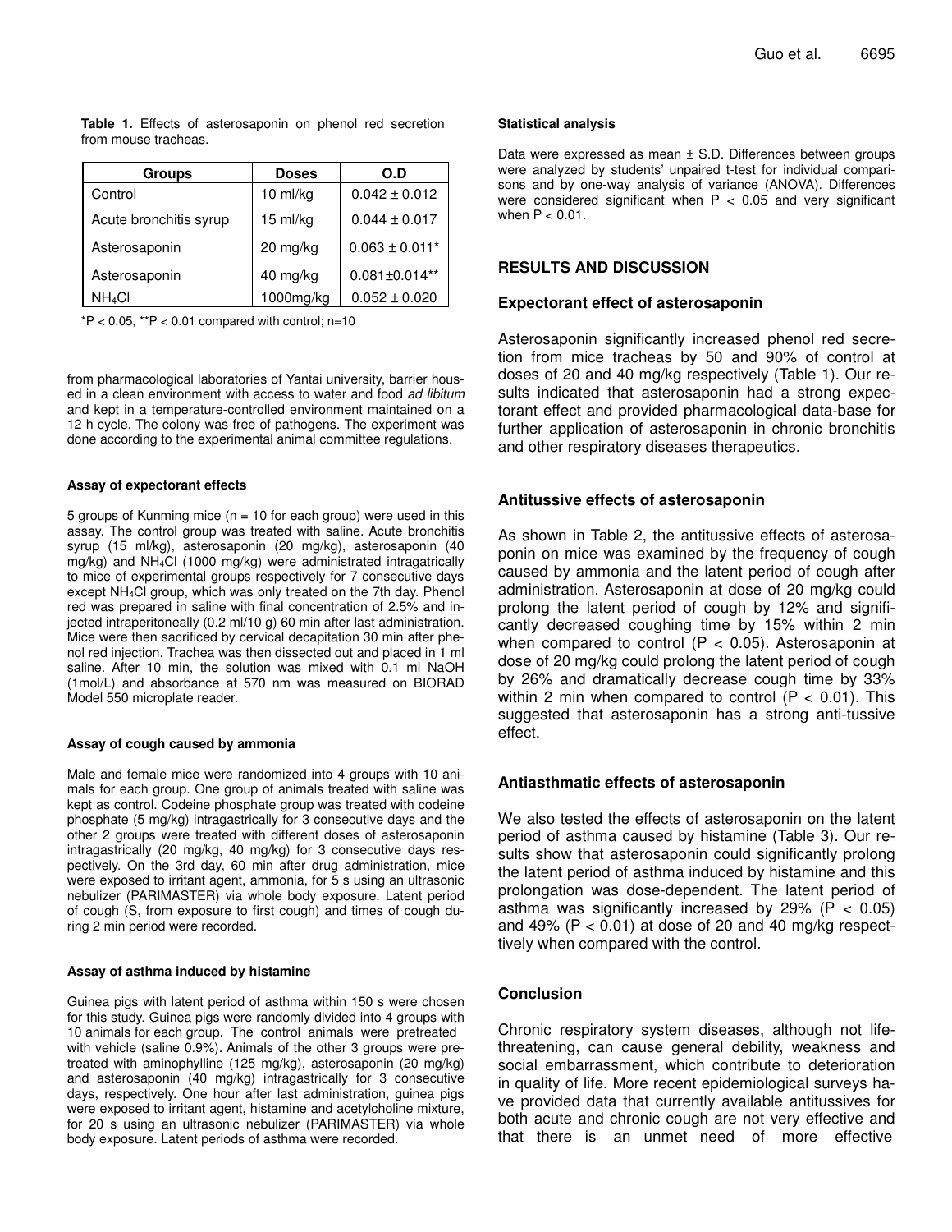**Table 1.** Effects of asterosaponin on phenol red secretion from mouse tracheas.

| Groups | Doses | O.D |
|---|---|---|
| Control | 10 ml/kg | 0.042 ± 0.012 |
| Acute bronchitis syrup | 15 ml/kg | 0.044 ± 0.017 |
| Asterosaponin | 20 mg/kg | 0.063 ± 0.011* |
| Asterosaponin | 40 mg/kg | 0.081±0.014** |
| $NH_4Cl$ | 1000mg/kg | 0.052 ± 0.020 |

*P < 0.05, **P < 0.01 compared with control; n=10

from pharmacological laboratories of Yantai university, barrier housed in a clean environment with access to water and food *ad libitum* and kept in a temperature-controlled environment maintained on a 12 h cycle. The colony was free of pathogens. The experiment was done according to the experimental animal committee regulations.

#### Assay of expectorant effects

5 groups of Kunming mice (n = 10 for each group) were used in this assay. The control group was treated with saline. Acute bronchitis syrup (15 ml/kg), asterosaponin (20 mg/kg), asterosaponin (40 mg/kg) and $NH_4Cl$ (1000 mg/kg) were administrated intragatrically to mice of experimental groups respectively for 7 consecutive days except $NH_4Cl$ group, which was only treated on the 7th day. Phenol red was prepared in saline with final concentration of 2.5% and injected intraperitoneally (0.2 ml/10 g) 60 min after last administration. Mice were then sacrificed by cervical decapitation 30 min after phenol red injection. Trachea was then dissected out and placed in 1 ml saline. After 10 min, the solution was mixed with 0.1 ml NaOH (1mol/L) and absorbance at 570 nm was measured on BIORAD Model 550 microplate reader.

#### Assay of cough caused by ammonia

Male and female mice were randomized into 4 groups with 10 animals for each group. One group of animals treated with saline was kept as control. Codeine phosphate group was treated with codeine phosphate (5 mg/kg) intragastrically for 3 consecutive days and the other 2 groups were treated with different doses of asterosaponin intragastrically (20 mg/kg, 40 mg/kg) for 3 consecutive days respectively. On the 3rd day, 60 min after drug administration, mice were exposed to irritant agent, ammonia, for 5 s using an ultrasonic nebulizer (PARIMASTER) via whole body exposure. Latent period of cough (S, from exposure to first cough) and times of cough during 2 min period were recorded.

#### Assay of asthma induced by histamine

Guinea pigs with latent period of asthma within 150 s were chosen for this study. Guinea pigs were randomly divided into 4 groups with 10 animals for each group. The control animals were pretreated with vehicle (saline 0.9%). Animals of the other 3 groups were pretreated with aminophyllline (125 mg/kg), asterosaponin (20 mg/kg) and asterosaponin (40 mg/kg) intragastrically for 3 consecutive days, respectively. One hour after last administration, guinea pigs were exposed to irritant agent, histamine and acetylcholine mixture, for 20 s using an ultrasonic nebulizer (PARIMASTER) via whole body exposure. Latent periods of asthma were recorded.

#### Statistical analysis

Data were expressed as mean ± S.D. Differences between groups were analyzed by students' unpaired t-test for individual comparisons and by one-way analysis of variance (ANOVA). Differences were considered significant when $P < 0.05$ and very significant when $P < 0.01$.

## RESULTS AND DISCUSSION

### Expectorant effect of asterosaponin

Asterosaponin significantly increased phenol red secretion from mice tracheas by 50 and 90% of control at doses of 20 and 40 mg/kg respectively (Table 1). Our results indicated that asterosaponin had a strong expectorant effect and provided pharmacological data-base for further application of asterosaponin in chronic bronchitis and other respiratory diseases therapeutics.

### Antitussive effects of asterosaponin

As shown in Table 2, the antitussive effects of asterosaponin on mice was examined by the frequency of cough caused by ammonia and the latent period of cough after administration. Asterosaponin at dose of 20 mg/kg could prolong the latent period of cough by 12% and significantly decreased coughing time by 15% within 2 min when compared to control ($P < 0.05$). Asterosaponin at dose of 20 mg/kg could prolong the latent period of cough by 26% and dramatically decrease cough time by 33% within 2 min when compared to control ($P < 0.01$). This suggested that asterosaponin has a strong anti-tussive effect.

### Antiasthmatic effects of asterosaponin

We also tested the effects of asterosaponin on the latent period of asthma caused by histamine (Table 3). Our results show that asterosaponin could significantly prolong the latent period of asthma induced by histamine and this prolongation was dose-dependent. The latent period of asthma was significantly increased by 29% ($P < 0.05$) and 49% ($P < 0.01$) at dose of 20 and 40 mg/kg respecttively when compared with the control.

### Conclusion

Chronic respiratory system diseases, although not life-threatening, can cause general debility, weakness and social embarrassment, which contribute to deterioration in quality of life. More recent epidemiological surveys have provided data that currently available antitussives for both acute and chronic cough are not very effective and that there is an unmet need of more effective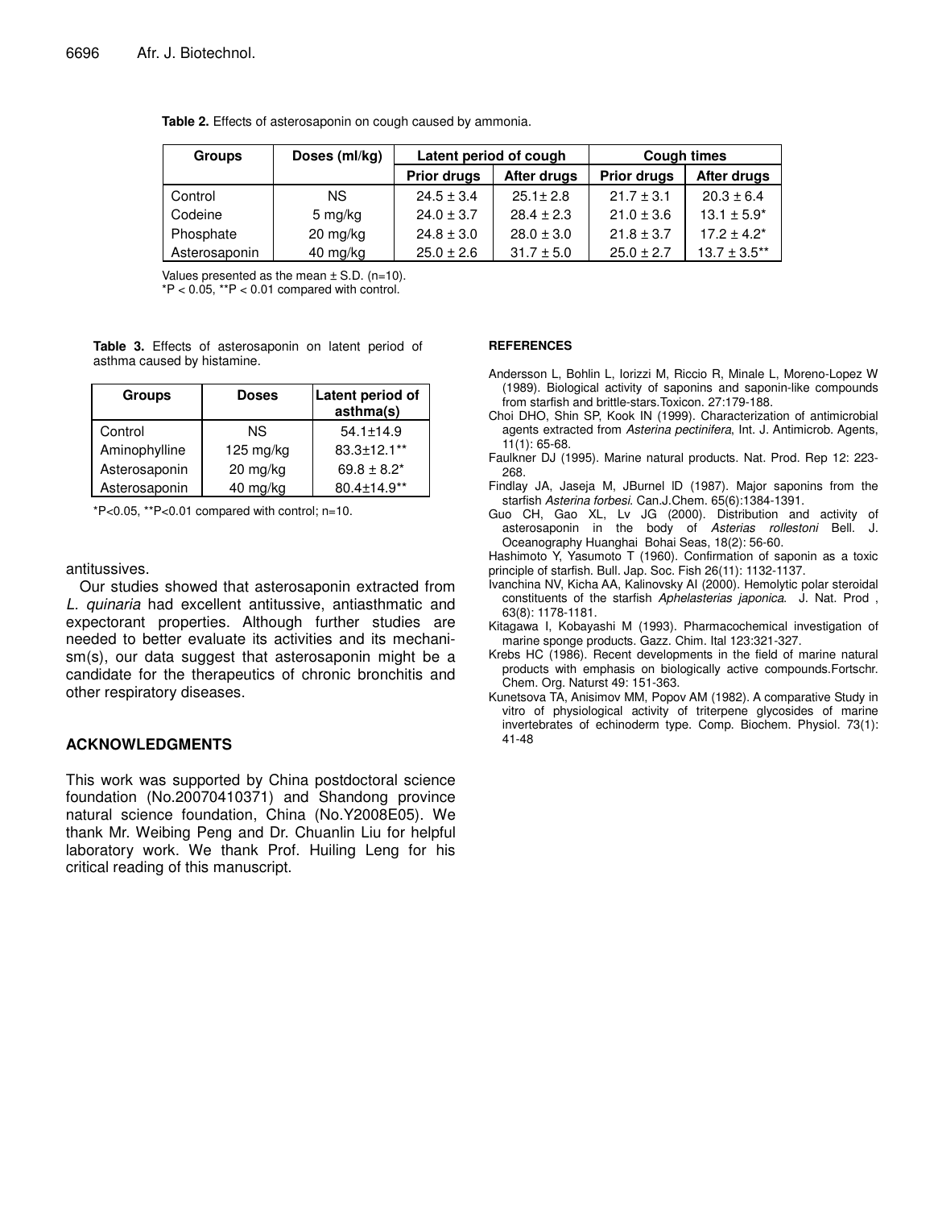**Table 2.** Effects of asterosaponin on cough caused by ammonia.

| Groups | Doses (ml/kg) | Latent period of cough | | Cough times | |
|---|---|---|---|---|---|
| | | Prior drugs | After drugs | Prior drugs | After drugs |
| Control | NS | 24.5 ± 3.4 | 25.1± 2.8 | 21.7 ± 3.1 | 20.3 ± 6.4 |
| Codeine | 5 mg/kg | 24.0 ± 3.7 | 28.4 ± 2.3 | 21.0 ± 3.6 | 13.1 ± 5.9* |
| Phosphate | 20 mg/kg | 24.8 ± 3.0 | 28.0 ± 3.0 | 21.8 ± 3.7 | 17.2 ± 4.2* |
| Asterosaponin | 40 mg/kg | 25.0 ± 2.6 | 31.7 ± 5.0 | 25.0 ± 2.7 | 13.7 ± 3.5** |

Values presented as the mean ± S.D. (n=10).
*P < 0.05, **P < 0.01 compared with control.

**Table 3.** Effects of asterosaponin on latent period of asthma caused by histamine.

| Groups | Doses | Latent period of asthma(s) |
|---|---|---|
| Control | NS | 54.1±14.9 |
| Aminophylline | 125 mg/kg | 83.3±12.1** |
| Asterosaponin | 20 mg/kg | 69.8 ± 8.2* |
| Asterosaponin | 40 mg/kg | 80.4±14.9** |

*P<0.05, **P<0.01 compared with control; n=10.

antitussives.

Our studies showed that asterosaponin extracted from *L. quinaria* had excellent antitussive, antiasthmatic and expectorant properties. Although further studies are needed to better evaluate its activities and its mechanism(s), our data suggest that asterosaponin might be a candidate for the therapeutics of chronic bronchitis and other respiratory diseases.

## ACKNOWLEDGMENTS

This work was supported by China postdoctoral science foundation (No.20070410371) and Shandong province natural science foundation, China (No.Y2008E05). We thank Mr. Weibing Peng and Dr. Chuanlin Liu for helpful laboratory work. We thank Prof. Huiling Leng for his critical reading of this manuscript.

## REFERENCES

Andersson L, Bohlin L, Iorizzi M, Riccio R, Minale L, Moreno-Lopez W (1989). Biological activity of saponins and saponin-like compounds from starfish and brittle-stars.Toxicon. 27:179-188.

Choi DHO, Shin SP, Kook IN (1999). Characterization of antimicrobial agents extracted from *Asterina pectinifera*, Int. J. Antimicrob. Agents, 11(1): 65-68.

Faulkner DJ (1995). Marine natural products. Nat. Prod. Rep 12: 223-268.

Findlay JA, Jaseja M, JBurnel lD (1987). Major saponins from the starfish *Asterina forbesi*. Can.J.Chem. 65(6):1384-1391.

Guo CH, Gao XL, Lv JG (2000). Distribution and activity of asterosaponin in the body of *Asterias rollestoni* Bell. J. Oceanography Huanghai Bohai Seas, 18(2): 56-60.

Hashimoto Y, Yasumoto T (1960). Confirmation of saponin as a toxic principle of starfish. Bull. Jap. Soc. Fish 26(11): 1132-1137.

Ivanchina NV, Kicha AA, Kalinovsky AI (2000). Hemolytic polar steroidal constituents of the starfish *Aphelasterias japonica*. J. Nat. Prod , 63(8): 1178-1181.

Kitagawa I, Kobayashi M (1993). Pharmacochemical investigation of marine sponge products. Gazz. Chim. Ital 123:321-327.

Krebs HC (1986). Recent developments in the field of marine natural products with emphasis on biologically active compounds.Fortschr. Chem. Org. Naturst 49: 151-363.

Kunetsova TA, Anisimov MM, Popov AM (1982). A comparative Study in vitro of physiological activity of triterpene glycosides of marine invertebrates of echinoderm type. Comp. Biochem. Physiol. 73(1): 41-48